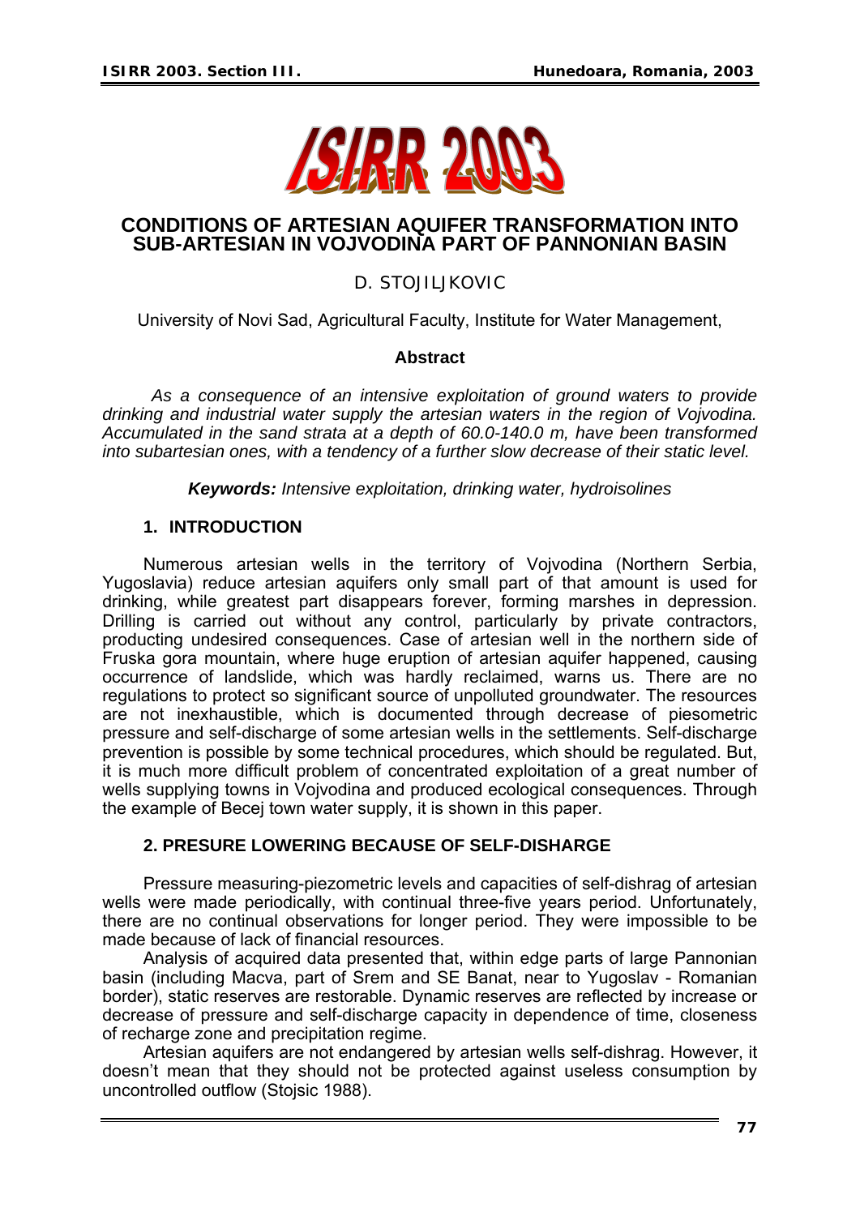# CONDITIONS OF ARTESIAN AQUIFER TRANSFORMATION INTO SUB-ARTESIAN IN VOJVODINA PART OF PANNONIAN BASIN

D. STOJILJKOVIC

University of Novi Sad, Agricultural Faculty, Institute for Water Management,

### Abstract

*As a consequence of an intensive exploitation of ground waters to provide drinking and industrial water supply the artesian waters in the region of Vojvodina. Accumulated in the sand strata at a depth of 60.0-140.0 m, have been transformed into subartesian ones, with a tendency of a further slow decrease of their static level.*

***Keywords:*** *Intensive exploitation, drinking water, hydroisolines*

## 1. INTRODUCTION

Numerous artesian wells in the territory of Vojvodina (Northern Serbia, Yugoslavia) reduce artesian aquifers only small part of that amount is used for drinking, while greatest part disappears forever, forming marshes in depression. Drilling is carried out without any control, particularly by private contractors, producting undesired consequences. Case of artesian well in the northern side of Fruska gora mountain, where huge eruption of artesian aquifer happened, causing occurrence of landslide, which was hardly reclaimed, warns us. There are no regulations to protect so significant source of unpolluted groundwater. The resources are not inexhaustible, which is documented through decrease of piesometric pressure and self-discharge of some artesian wells in the settlements. Self-discharge prevention is possible by some technical procedures, which should be regulated. But, it is much more difficult problem of concentrated exploitation of a great number of wells supplying towns in Vojvodina and produced ecological consequences. Through the example of Becej town water supply, it is shown in this paper.

## 2. PRESURE LOWERING BECAUSE OF SELF-DISHARGE

Pressure measuring-piezometric levels and capacities of self-dishrag of artesian wells were made periodically, with continual three-five years period. Unfortunately, there are no continual observations for longer period. They were impossible to be made because of lack of financial resources.

Analysis of acquired data presented that, within edge parts of large Pannonian basin (including Macva, part of Srem and SE Banat, near to Yugoslav - Romanian border), static reserves are restorable. Dynamic reserves are reflected by increase or decrease of pressure and self-discharge capacity in dependence of time, closeness of recharge zone and precipitation regime.

Artesian aquifers are not endangered by artesian wells self-dishrag. However, it doesn't mean that they should not be protected against useless consumption by uncontrolled outflow (Stojsic 1988).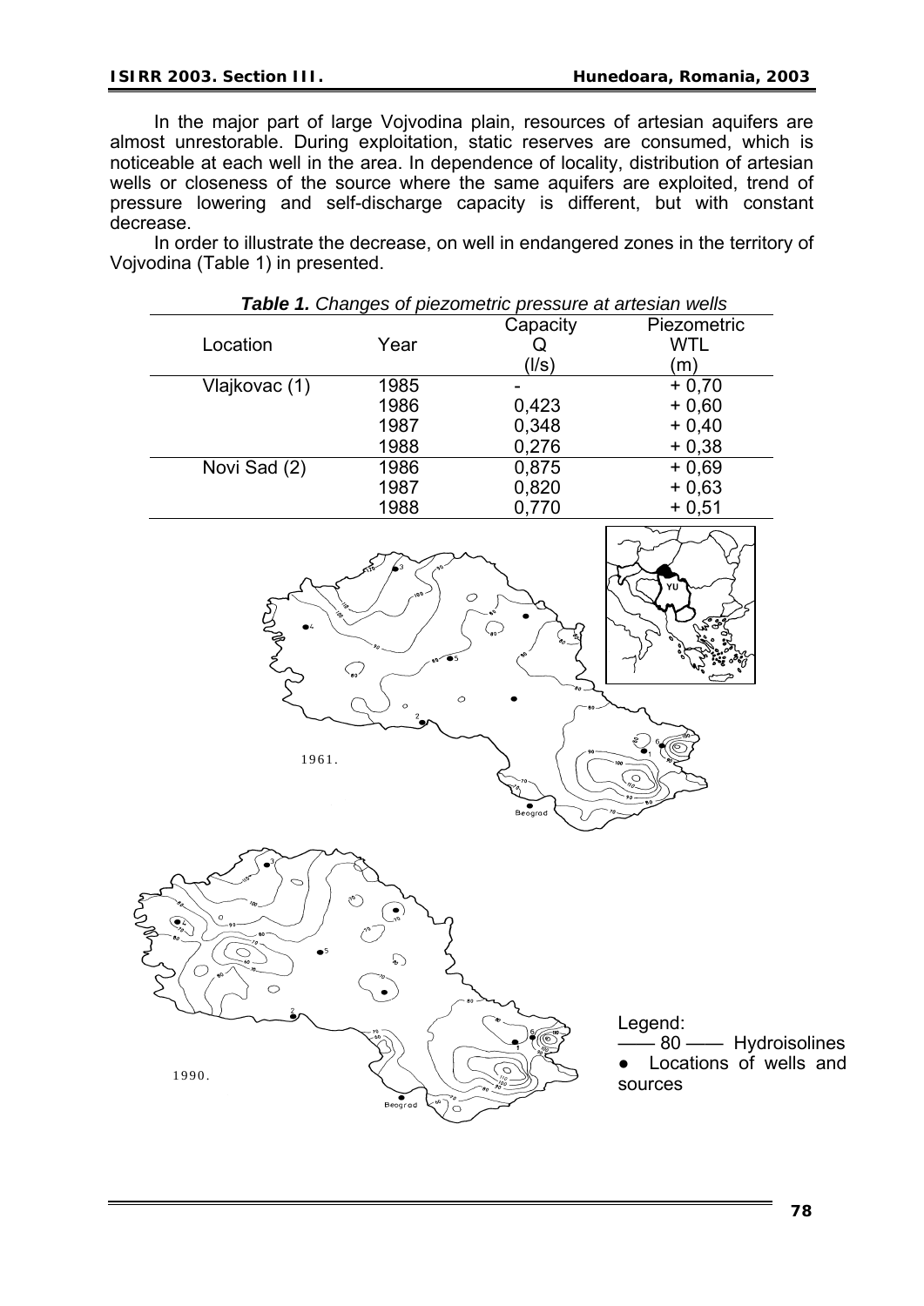In the major part of large Vojvodina plain, resources of artesian aquifers are almost unrestorable. During exploitation, static reserves are consumed, which is noticeable at each well in the area. In dependence of locality, distribution of artesian wells or closeness of the source where the same aquifers are exploited, trend of pressure lowering and self-discharge capacity is different, but with constant decrease.

In order to illustrate the decrease, on well in endangered zones in the territory of Vojvodina (Table 1) in presented.

***Table 1.*** *Changes of piezometric pressure at artesian wells*

| Location | Year | Capacity Q (l/s) | Piezometric WTL (m) |
|---|---|---|---|
| Vlajkovac (1) | 1985 | - | + 0,70 |
| | 1986 | 0,423 | + 0,60 |
| | 1987 | 0,348 | + 0,40 |
| | 1988 | 0,276 | + 0,38 |
| Novi Sad (2) | 1986 | 0,875 | + 0,69 |
| | 1987 | 0,820 | + 0,63 |
| | 1988 | 0,770 | + 0,51 |

1961.

1990.

Legend:
—— 80 —— Hydroisolines
● Locations of wells and sources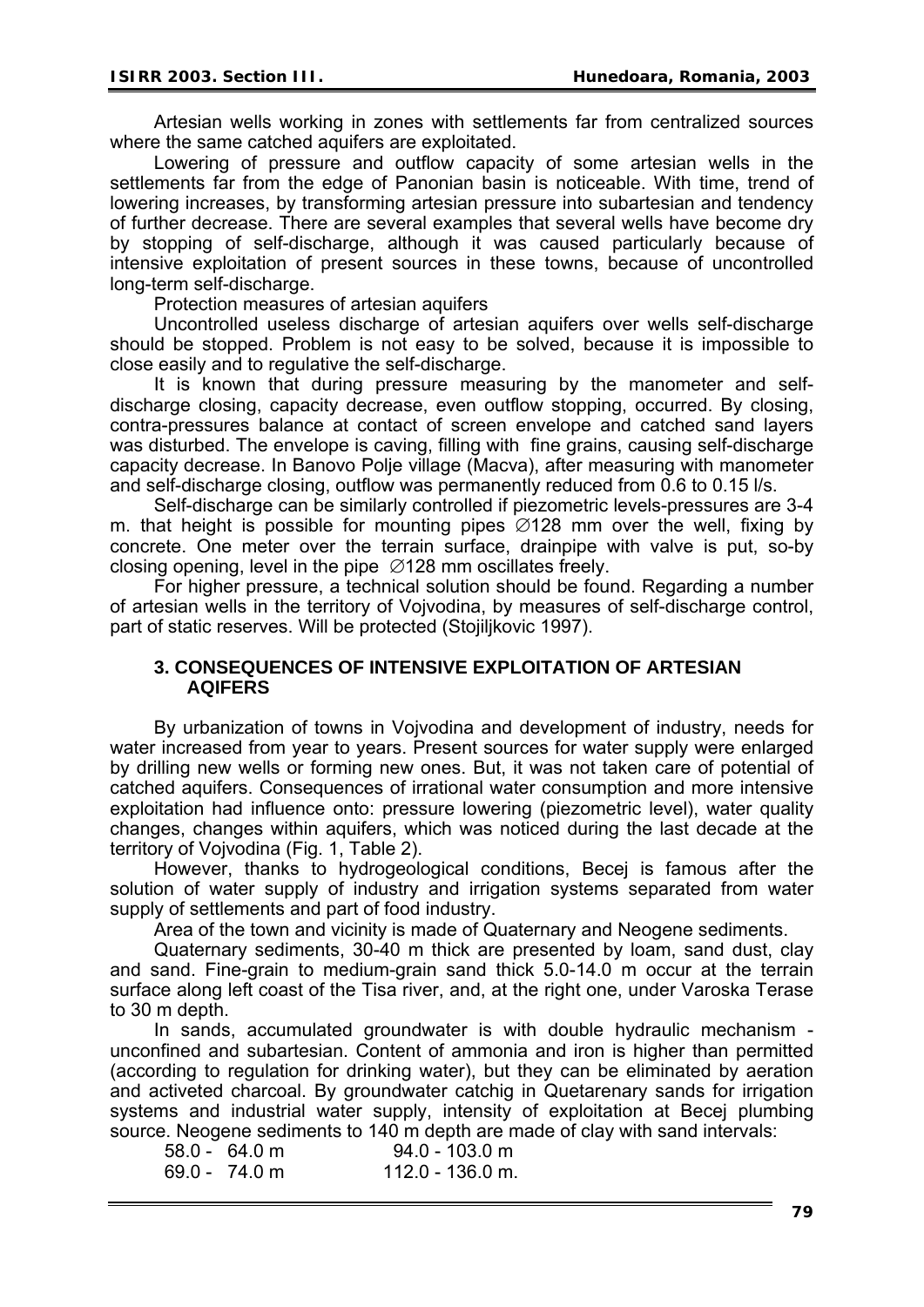Artesian wells working in zones with settlements far from centralized sources where the same catched aquifers are exploitated.

Lowering of pressure and outflow capacity of some artesian wells in the settlements far from the edge of Panonian basin is noticeable. With time, trend of lowering increases, by transforming artesian pressure into subartesian and tendency of further decrease. There are several examples that several wells have become dry by stopping of self-discharge, although it was caused particularly because of intensive exploitation of present sources in these towns, because of uncontrolled long-term self-discharge.

Protection measures of artesian aquifers

Uncontrolled useless discharge of artesian aquifers over wells self-discharge should be stopped. Problem is not easy to be solved, because it is impossible to close easily and to regulative the self-discharge.

It is known that during pressure measuring by the manometer and self-discharge closing, capacity decrease, even outflow stopping, occurred. By closing, contra-pressures balance at contact of screen envelope and catched sand layers was disturbed. The envelope is caving, filling with fine grains, causing self-discharge capacity decrease. In Banovo Polje village (Macva), after measuring with manometer and self-discharge closing, outflow was permanently reduced from 0.6 to 0.15 l/s.

Self-discharge can be similarly controlled if piezometric levels-pressures are 3-4 m. that height is possible for mounting pipes ∅128 mm over the well, fixing by concrete. One meter over the terrain surface, drainpipe with valve is put, so-by closing opening, level in the pipe ∅128 mm oscillates freely.

For higher pressure, a technical solution should be found. Regarding a number of artesian wells in the territory of Vojvodina, by measures of self-discharge control, part of static reserves. Will be protected (Stojiljkovic 1997).

## 3. CONSEQUENCES OF INTENSIVE EXPLOITATION OF ARTESIAN AQIFERS

By urbanization of towns in Vojvodina and development of industry, needs for water increased from year to years. Present sources for water supply were enlarged by drilling new wells or forming new ones. But, it was not taken care of potential of catched aquifers. Consequences of irrational water consumption and more intensive exploitation had influence onto: pressure lowering (piezometric level), water quality changes, changes within aquifers, which was noticed during the last decade at the territory of Vojvodina (Fig. 1, Table 2).

However, thanks to hydrogeological conditions, Becej is famous after the solution of water supply of industry and irrigation systems separated from water supply of settlements and part of food industry.

Area of the town and vicinity is made of Quaternary and Neogene sediments.

Quaternary sediments, 30-40 m thick are presented by loam, sand dust, clay and sand. Fine-grain to medium-grain sand thick 5.0-14.0 m occur at the terrain surface along left coast of the Tisa river, and, at the right one, under Varoska Terase to 30 m depth.

In sands, accumulated groundwater is with double hydraulic mechanism - unconfined and subartesian. Content of ammonia and iron is higher than permitted (according to regulation for drinking water), but they can be eliminated by aeration and activeted charcoal. By groundwater catchig in Quetarenary sands for irrigation systems and industrial water supply, intensity of exploitation at Becej plumbing source. Neogene sediments to 140 m depth are made of clay with sand intervals:

58.0 - 64.0 m    94.0 - 103.0 m
69.0 - 74.0 m    112.0 - 136.0 m.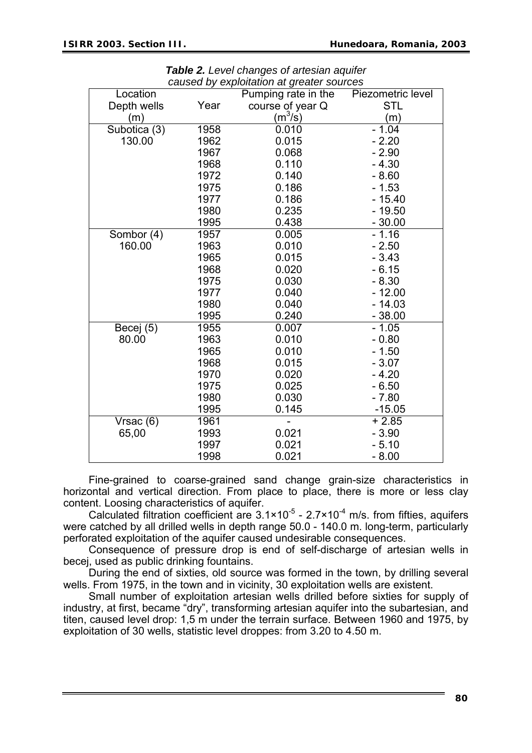**Table 2.** *Level changes of artesian aquifer caused by exploitation at greater sources*

| Location Depth wells (m) | Year | Pumping rate in the course of year Q ($m^3/s$) | Piezometric level STL (m) |
|---|---|---|---|
| Subotica (3) 130.00 | 1958 | 0.010 | - 1.04 |
| | 1962 | 0.015 | - 2.20 |
| | 1967 | 0.068 | - 2.90 |
| | 1968 | 0.110 | - 4.30 |
| | 1972 | 0.140 | - 8.60 |
| | 1975 | 0.186 | - 1.53 |
| | 1977 | 0.186 | - 15.40 |
| | 1980 | 0.235 | - 19.50 |
| | 1995 | 0.438 | - 30.00 |
| Sombor (4) 160.00 | 1957 | 0.005 | - 1.16 |
| | 1963 | 0.010 | - 2.50 |
| | 1965 | 0.015 | - 3.43 |
| | 1968 | 0.020 | - 6.15 |
| | 1975 | 0.030 | - 8.30 |
| | 1977 | 0.040 | - 12.00 |
| | 1980 | 0.040 | - 14.03 |
| | 1995 | 0.240 | - 38.00 |
| Becej (5) 80.00 | 1955 | 0.007 | - 1.05 |
| | 1963 | 0.010 | - 0.80 |
| | 1965 | 0.010 | - 1.50 |
| | 1968 | 0.015 | - 3.07 |
| | 1970 | 0.020 | - 4.20 |
| | 1975 | 0.025 | - 6.50 |
| | 1980 | 0.030 | - 7.80 |
| | 1995 | 0.145 | -15.05 |
| Vrsac (6) 65,00 | 1961 | - | + 2.85 |
| | 1993 | 0.021 | - 3.90 |
| | 1997 | 0.021 | - 5.10 |
| | 1998 | 0.021 | - 8.00 |

Fine-grained to coarse-grained sand change grain-size characteristics in horizontal and vertical direction. From place to place, there is more or less clay content. Loosing characteristics of aquifer.

Calculated filtration coefficient are $3.1\times10^{-5}$ - $2.7\times10^{-4}$ m/s. from fifties, aquifers were catched by all drilled wells in depth range 50.0 - 140.0 m. long-term, particularly perforated exploitation of the aquifer caused undesirable consequences.

Consequence of pressure drop is end of self-discharge of artesian wells in becej, used as public drinking fountains.

During the end of sixties, old source was formed in the town, by drilling several wells. From 1975, in the town and in vicinity, 30 exploitation wells are existent.

Small number of exploitation artesian wells drilled before sixties for supply of industry, at first, became "dry", transforming artesian aquifer into the subartesian, and titen, caused level drop: 1,5 m under the terrain surface. Between 1960 and 1975, by exploitation of 30 wells, statistic level droppes: from 3.20 to 4.50 m.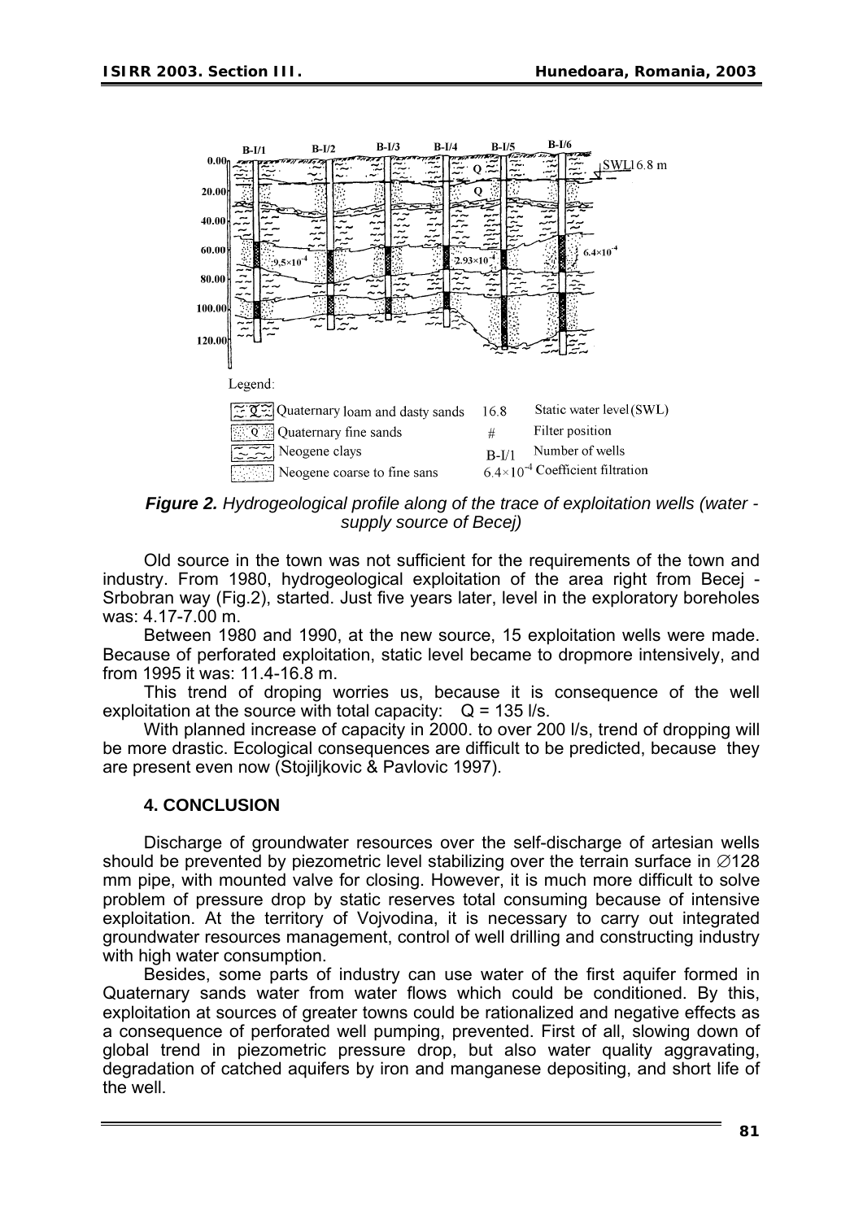Legend:

| | | | |
|---|---|---|---|
| Quaternary loam and dasty sands | | 16.8 | Static water level (SWL) |
| Quaternary fine sands | | # | Filter position |
| Neogene clays | | B-I/1 | Number of wells |
| Neogene coarse to fine sans | | $6.4 \times 10^{-4}$ | Coefficient filtration |

***Figure 2.** Hydrogeological profile along of the trace of exploitation wells (water - supply source of Becej)*

Old source in the town was not sufficient for the requirements of the town and industry. From 1980, hydrogeological exploitation of the area right from Becej - Srbobran way (Fig.2), started. Just five years later, level in the exploratory boreholes was: 4.17-7.00 m.

Between 1980 and 1990, at the new source, 15 exploitation wells were made. Because of perforated exploitation, static level became to dropmore intensively, and from 1995 it was: 11.4-16.8 m.

This trend of droping worries us, because it is consequence of the well exploitation at the source with total capacity: Q = 135 l/s.

With planned increase of capacity in 2000. to over 200 l/s, trend of dropping will be more drastic. Ecological consequences are difficult to be predicted, because they are present even now (Stojiljkovic & Pavlovic 1997).

## 4. CONCLUSION

Discharge of groundwater resources over the self-discharge of artesian wells should be prevented by piezometric level stabilizing over the terrain surface in ∅128 mm pipe, with mounted valve for closing. However, it is much more difficult to solve problem of pressure drop by static reserves total consuming because of intensive exploitation. At the territory of Vojvodina, it is necessary to carry out integrated groundwater resources management, control of well drilling and constructing industry with high water consumption.

Besides, some parts of industry can use water of the first aquifer formed in Quaternary sands water from water flows which could be conditioned. By this, exploitation at sources of greater towns could be rationalized and negative effects as a consequence of perforated well pumping, prevented. First of all, slowing down of global trend in piezometric pressure drop, but also water quality aggravating, degradation of catched aquifers by iron and manganese depositing, and short life of the well.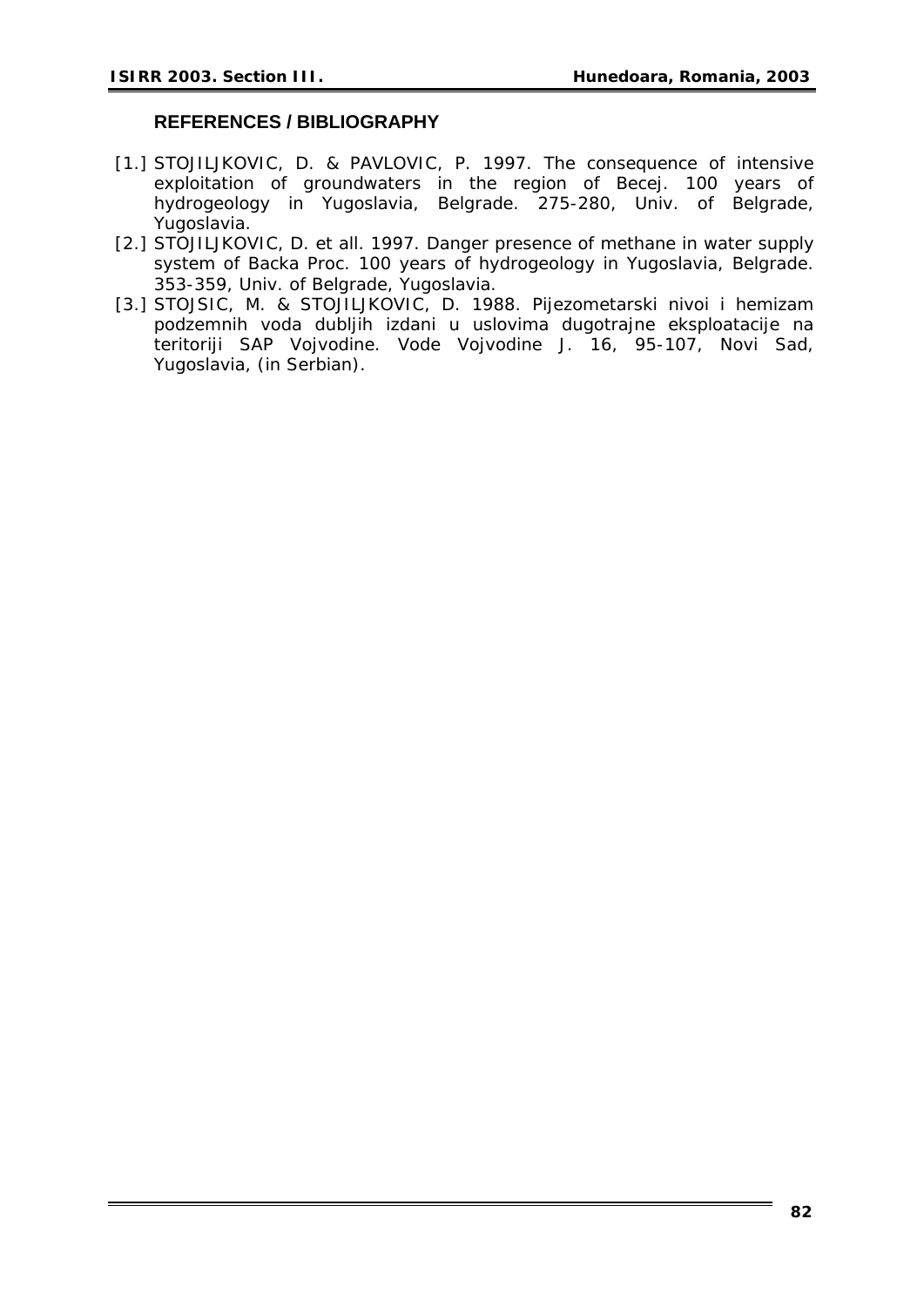## REFERENCES / BIBLIOGRAPHY

[1.] STOJILJKOVIC, D. & PAVLOVIC, P. 1997. The consequence of intensive exploitation of groundwaters in the region of Becej. 100 years of hydrogeology in Yugoslavia, Belgrade. 275-280, Univ. of Belgrade, Yugoslavia.

[2.] STOJILJKOVIC, D. et all. 1997. Danger presence of methane in water supply system of Backa Proc. 100 years of hydrogeology in Yugoslavia, Belgrade. 353-359, Univ. of Belgrade, Yugoslavia.

[3.] STOJSIC, M. & STOJILJKOVIC, D. 1988. Pijezometarski nivoi i hemizam podzemnih voda dubljih izdani u uslovima dugotrajne eksploatacije na teritoriji SAP Vojvodine. Vode Vojvodine J. 16, 95-107, Novi Sad, Yugoslavia, (in Serbian).